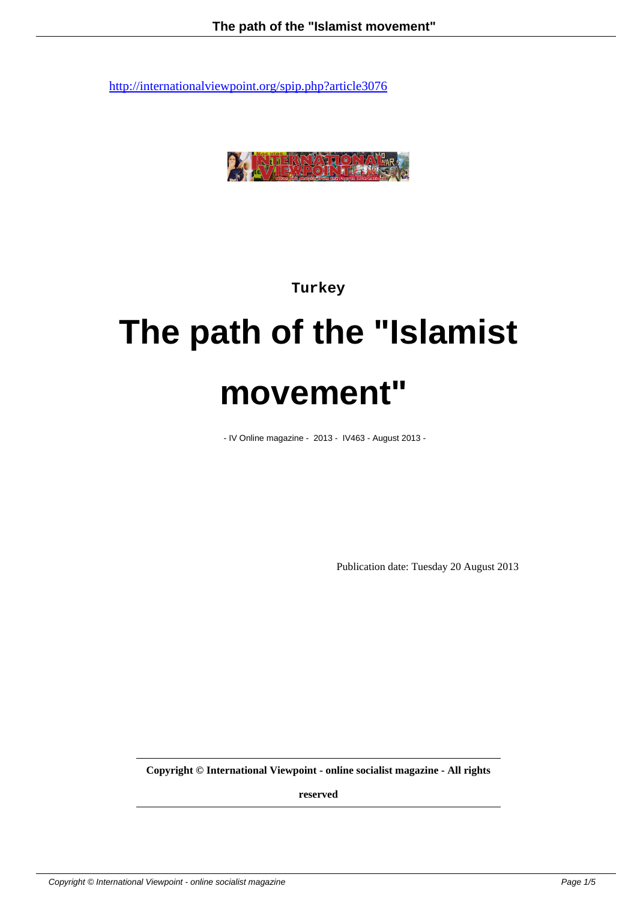http://internationalviewpoint.org/spip.php?article3076

Turkey

# The path of the "Islamist movement"

- IV Online magazine - 2013 - IV463 - August 2013 -

Publication date: Tuesday 20 August 2013

**Copyright © International Viewpoint - online socialist magazine - All rights reserved**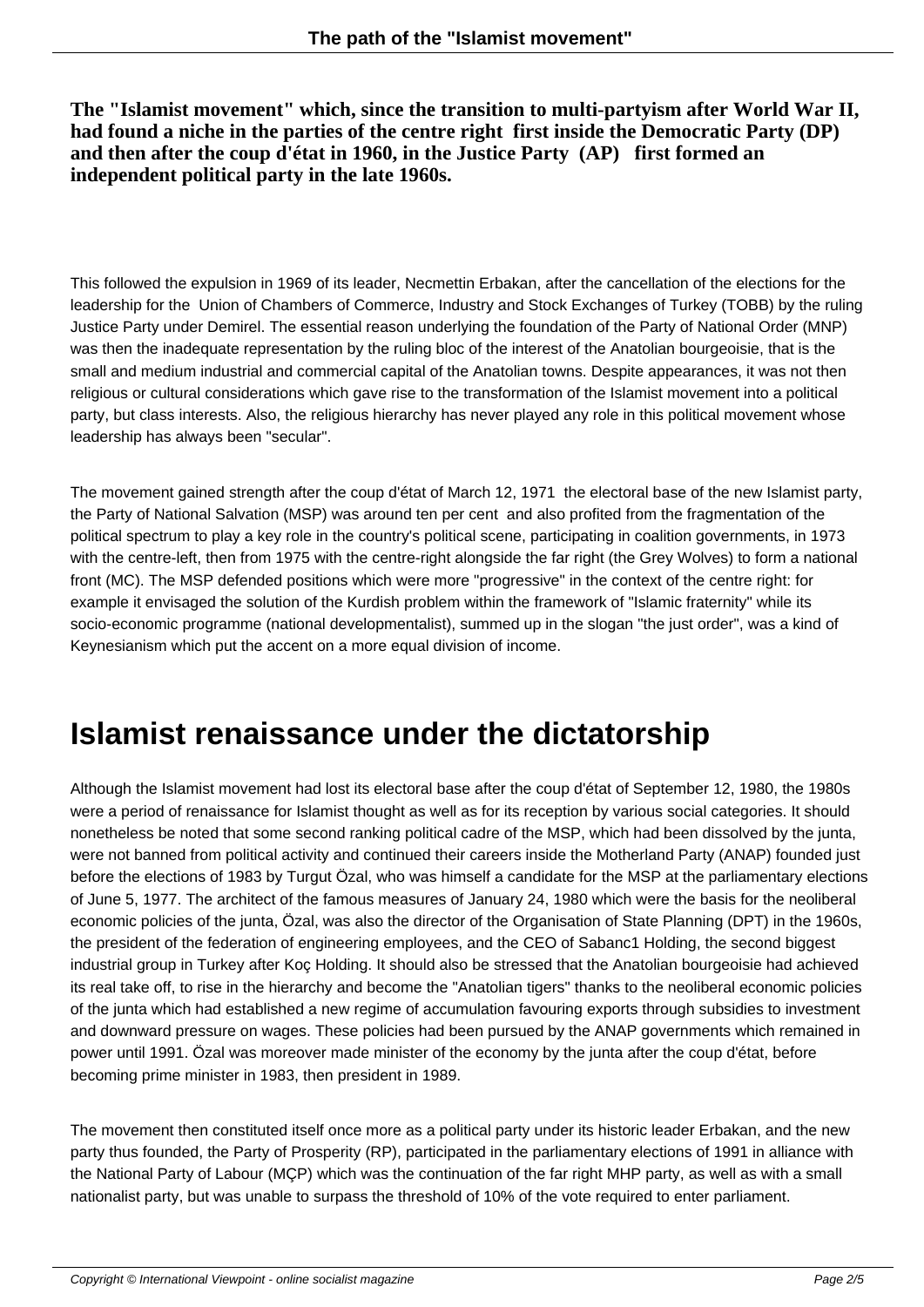**The "Islamist movement" which, since the transition to multi-partyism after World War II, had found a niche in the parties of the centre right first inside the Democratic Party (DP) and then after the coup d'état in 1960, in the Justice Party (AP) first formed an independent political party in the late 1960s.**

This followed the expulsion in 1969 of its leader, Necmettin Erbakan, after the cancellation of the elections for the leadership for the Union of Chambers of Commerce, Industry and Stock Exchanges of Turkey (TOBB) by the ruling Justice Party under Demirel. The essential reason underlying the foundation of the Party of National Order (MNP) was then the inadequate representation by the ruling bloc of the interest of the Anatolian bourgeoisie, that is the small and medium industrial and commercial capital of the Anatolian towns. Despite appearances, it was not then religious or cultural considerations which gave rise to the transformation of the Islamist movement into a political party, but class interests. Also, the religious hierarchy has never played any role in this political movement whose leadership has always been "secular".

The movement gained strength after the coup d'état of March 12, 1971 the electoral base of the new Islamist party, the Party of National Salvation (MSP) was around ten per cent and also profited from the fragmentation of the political spectrum to play a key role in the country's political scene, participating in coalition governments, in 1973 with the centre-left, then from 1975 with the centre-right alongside the far right (the Grey Wolves) to form a national front (MC). The MSP defended positions which were more "progressive" in the context of the centre right: for example it envisaged the solution of the Kurdish problem within the framework of "Islamic fraternity" while its socio-economic programme (national developmentalist), summed up in the slogan "the just order", was a kind of Keynesianism which put the accent on a more equal division of income.

## Islamist renaissance under the dictatorship

Although the Islamist movement had lost its electoral base after the coup d'état of September 12, 1980, the 1980s were a period of renaissance for Islamist thought as well as for its reception by various social categories. It should nonetheless be noted that some second ranking political cadre of the MSP, which had been dissolved by the junta, were not banned from political activity and continued their careers inside the Motherland Party (ANAP) founded just before the elections of 1983 by Turgut Özal, who was himself a candidate for the MSP at the parliamentary elections of June 5, 1977. The architect of the famous measures of January 24, 1980 which were the basis for the neoliberal economic policies of the junta, Özal, was also the director of the Organisation of State Planning (DPT) in the 1960s, the president of the federation of engineering employees, and the CEO of Sabanc1 Holding, the second biggest industrial group in Turkey after Koç Holding. It should also be stressed that the Anatolian bourgeoisie had achieved its real take off, to rise in the hierarchy and become the "Anatolian tigers" thanks to the neoliberal economic policies of the junta which had established a new regime of accumulation favouring exports through subsidies to investment and downward pressure on wages. These policies had been pursued by the ANAP governments which remained in power until 1991. Özal was moreover made minister of the economy by the junta after the coup d'état, before becoming prime minister in 1983, then president in 1989.

The movement then constituted itself once more as a political party under its historic leader Erbakan, and the new party thus founded, the Party of Prosperity (RP), participated in the parliamentary elections of 1991 in alliance with the National Party of Labour (MÇP) which was the continuation of the far right MHP party, as well as with a small nationalist party, but was unable to surpass the threshold of 10% of the vote required to enter parliament.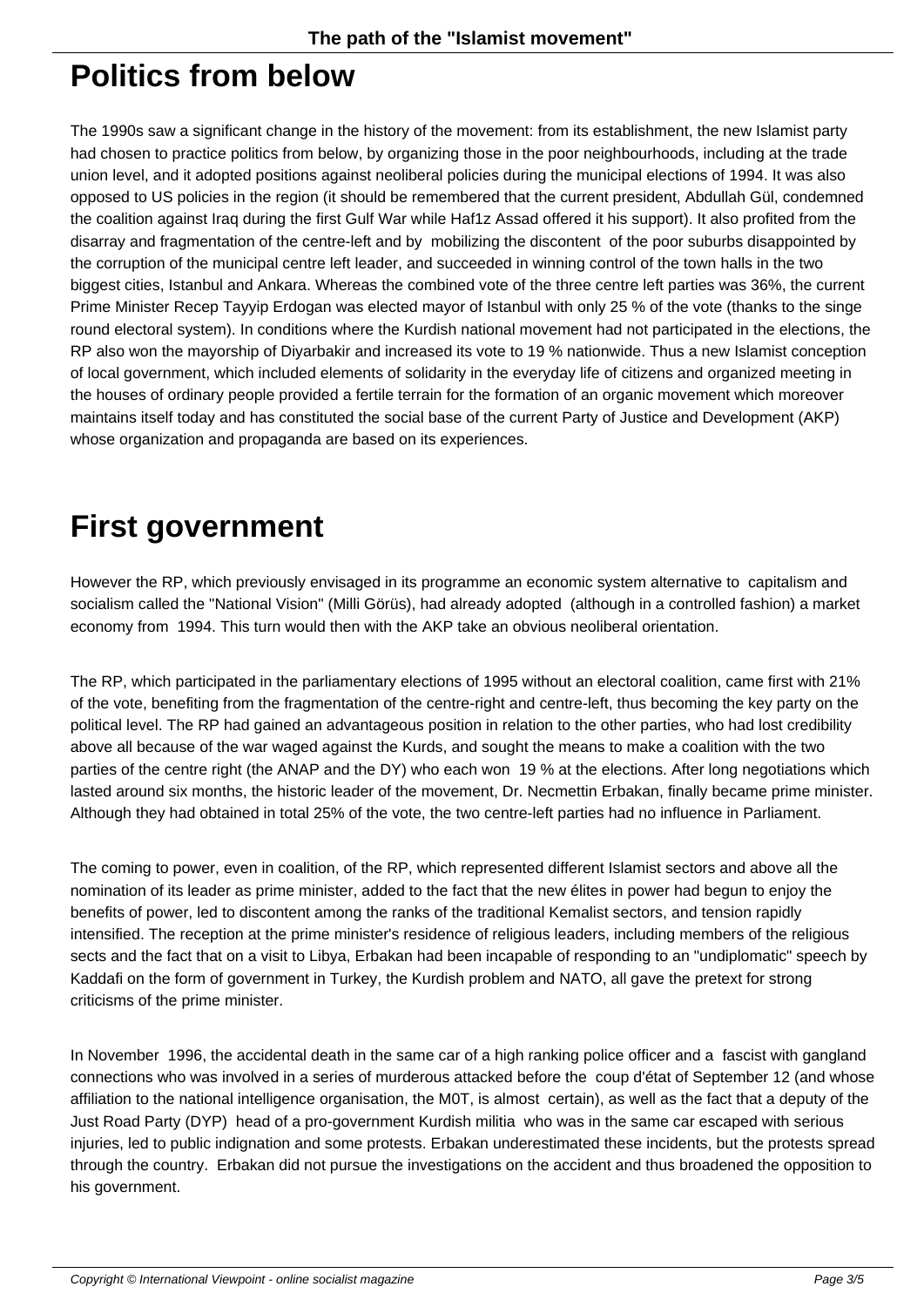# Politics from below

The 1990s saw a significant change in the history of the movement: from its establishment, the new Islamist party had chosen to practice politics from below, by organizing those in the poor neighbourhoods, including at the trade union level, and it adopted positions against neoliberal policies during the municipal elections of 1994. It was also opposed to US policies in the region (it should be remembered that the current president, Abdullah Gül, condemned the coalition against Iraq during the first Gulf War while Haf1z Assad offered it his support). It also profited from the disarray and fragmentation of the centre-left and by mobilizing the discontent of the poor suburbs disappointed by the corruption of the municipal centre left leader, and succeeded in winning control of the town halls in the two biggest cities, Istanbul and Ankara. Whereas the combined vote of the three centre left parties was 36%, the current Prime Minister Recep Tayyip Erdogan was elected mayor of Istanbul with only 25 % of the vote (thanks to the singe round electoral system). In conditions where the Kurdish national movement had not participated in the elections, the RP also won the mayorship of Diyarbakir and increased its vote to 19 % nationwide. Thus a new Islamist conception of local government, which included elements of solidarity in the everyday life of citizens and organized meeting in the houses of ordinary people provided a fertile terrain for the formation of an organic movement which moreover maintains itself today and has constituted the social base of the current Party of Justice and Development (AKP) whose organization and propaganda are based on its experiences.

# First government

However the RP, which previously envisaged in its programme an economic system alternative to capitalism and socialism called the "National Vision" (Milli Görüs), had already adopted (although in a controlled fashion) a market economy from 1994. This turn would then with the AKP take an obvious neoliberal orientation.

The RP, which participated in the parliamentary elections of 1995 without an electoral coalition, came first with 21% of the vote, benefiting from the fragmentation of the centre-right and centre-left, thus becoming the key party on the political level. The RP had gained an advantageous position in relation to the other parties, who had lost credibility above all because of the war waged against the Kurds, and sought the means to make a coalition with the two parties of the centre right (the ANAP and the DY) who each won 19 % at the elections. After long negotiations which lasted around six months, the historic leader of the movement, Dr. Necmettin Erbakan, finally became prime minister. Although they had obtained in total 25% of the vote, the two centre-left parties had no influence in Parliament.

The coming to power, even in coalition, of the RP, which represented different Islamist sectors and above all the nomination of its leader as prime minister, added to the fact that the new élites in power had begun to enjoy the benefits of power, led to discontent among the ranks of the traditional Kemalist sectors, and tension rapidly intensified. The reception at the prime minister's residence of religious leaders, including members of the religious sects and the fact that on a visit to Libya, Erbakan had been incapable of responding to an "undiplomatic" speech by Kaddafi on the form of government in Turkey, the Kurdish problem and NATO, all gave the pretext for strong criticisms of the prime minister.

In November 1996, the accidental death in the same car of a high ranking police officer and a fascist with gangland connections who was involved in a series of murderous attacked before the coup d'état of September 12 (and whose affiliation to the national intelligence organisation, the M0T, is almost certain), as well as the fact that a deputy of the Just Road Party (DYP) head of a pro-government Kurdish militia who was in the same car escaped with serious injuries, led to public indignation and some protests. Erbakan underestimated these incidents, but the protests spread through the country. Erbakan did not pursue the investigations on the accident and thus broadened the opposition to his government.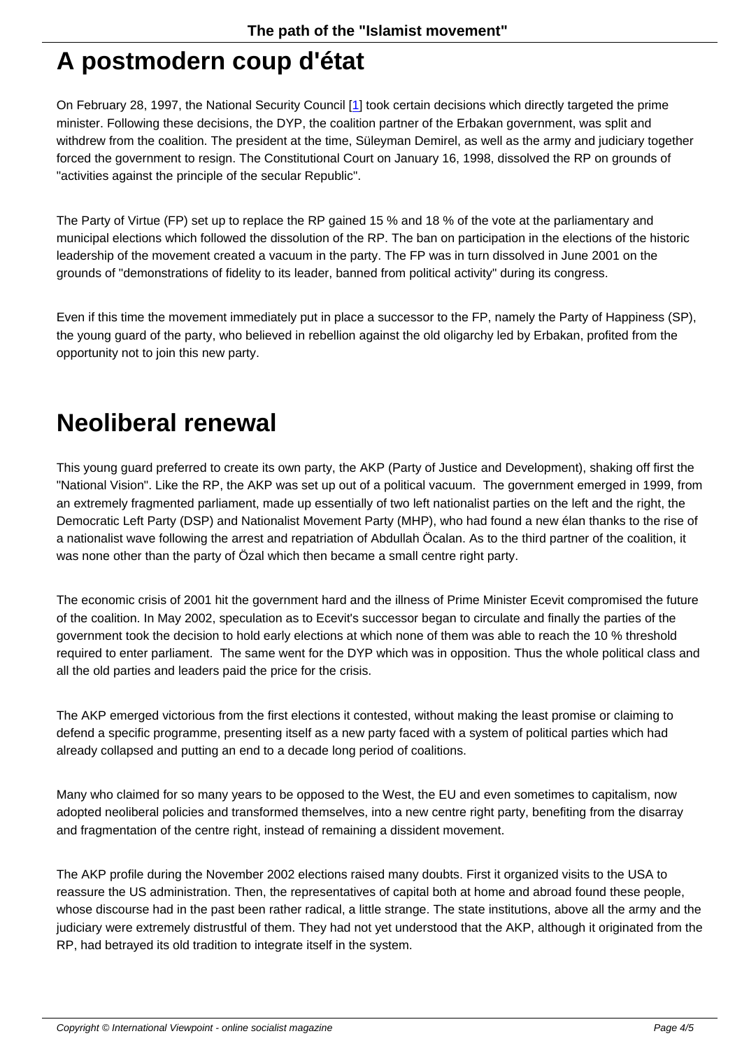# A postmodern coup d'état

On February 28, 1997, the National Security Council [1] took certain decisions which directly targeted the prime minister. Following these decisions, the DYP, the coalition partner of the Erbakan government, was split and withdrew from the coalition. The president at the time, Süleyman Demirel, as well as the army and judiciary together forced the government to resign. The Constitutional Court on January 16, 1998, dissolved the RP on grounds of "activities against the principle of the secular Republic".

The Party of Virtue (FP) set up to replace the RP gained 15 % and 18 % of the vote at the parliamentary and municipal elections which followed the dissolution of the RP. The ban on participation in the elections of the historic leadership of the movement created a vacuum in the party. The FP was in turn dissolved in June 2001 on the grounds of "demonstrations of fidelity to its leader, banned from political activity" during its congress.

Even if this time the movement immediately put in place a successor to the FP, namely the Party of Happiness (SP), the young guard of the party, who believed in rebellion against the old oligarchy led by Erbakan, profited from the opportunity not to join this new party.

# Neoliberal renewal

This young guard preferred to create its own party, the AKP (Party of Justice and Development), shaking off first the "National Vision". Like the RP, the AKP was set up out of a political vacuum. The government emerged in 1999, from an extremely fragmented parliament, made up essentially of two left nationalist parties on the left and the right, the Democratic Left Party (DSP) and Nationalist Movement Party (MHP), who had found a new élan thanks to the rise of a nationalist wave following the arrest and repatriation of Abdullah Öcalan. As to the third partner of the coalition, it was none other than the party of Özal which then became a small centre right party.

The economic crisis of 2001 hit the government hard and the illness of Prime Minister Ecevit compromised the future of the coalition. In May 2002, speculation as to Ecevit's successor began to circulate and finally the parties of the government took the decision to hold early elections at which none of them was able to reach the 10 % threshold required to enter parliament. The same went for the DYP which was in opposition. Thus the whole political class and all the old parties and leaders paid the price for the crisis.

The AKP emerged victorious from the first elections it contested, without making the least promise or claiming to defend a specific programme, presenting itself as a new party faced with a system of political parties which had already collapsed and putting an end to a decade long period of coalitions.

Many who claimed for so many years to be opposed to the West, the EU and even sometimes to capitalism, now adopted neoliberal policies and transformed themselves, into a new centre right party, benefiting from the disarray and fragmentation of the centre right, instead of remaining a dissident movement.

The AKP profile during the November 2002 elections raised many doubts. First it organized visits to the USA to reassure the US administration. Then, the representatives of capital both at home and abroad found these people, whose discourse had in the past been rather radical, a little strange. The state institutions, above all the army and the judiciary were extremely distrustful of them. They had not yet understood that the AKP, although it originated from the RP, had betrayed its old tradition to integrate itself in the system.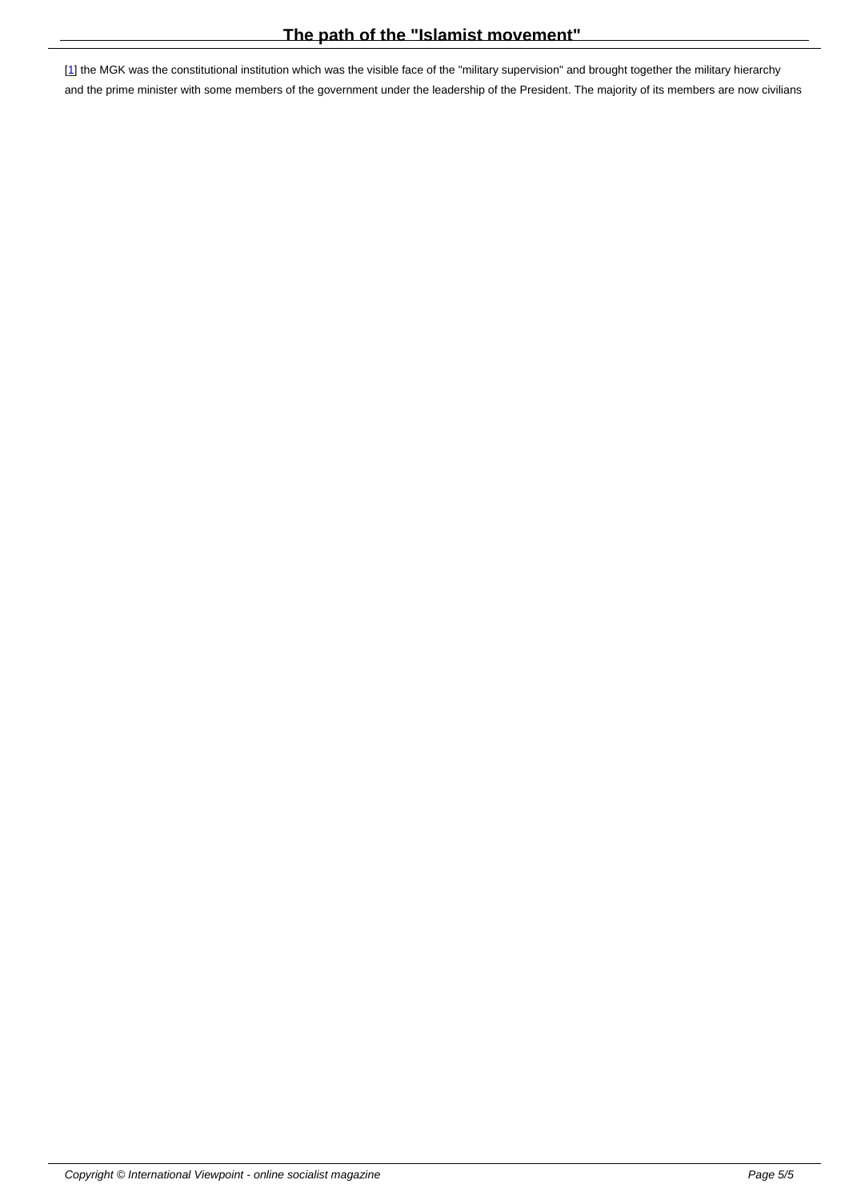[1] the MGK was the constitutional institution which was the visible face of the "military supervision" and brought together the military hierarchy and the prime minister with some members of the government under the leadership of the President. The majority of its members are now civilians